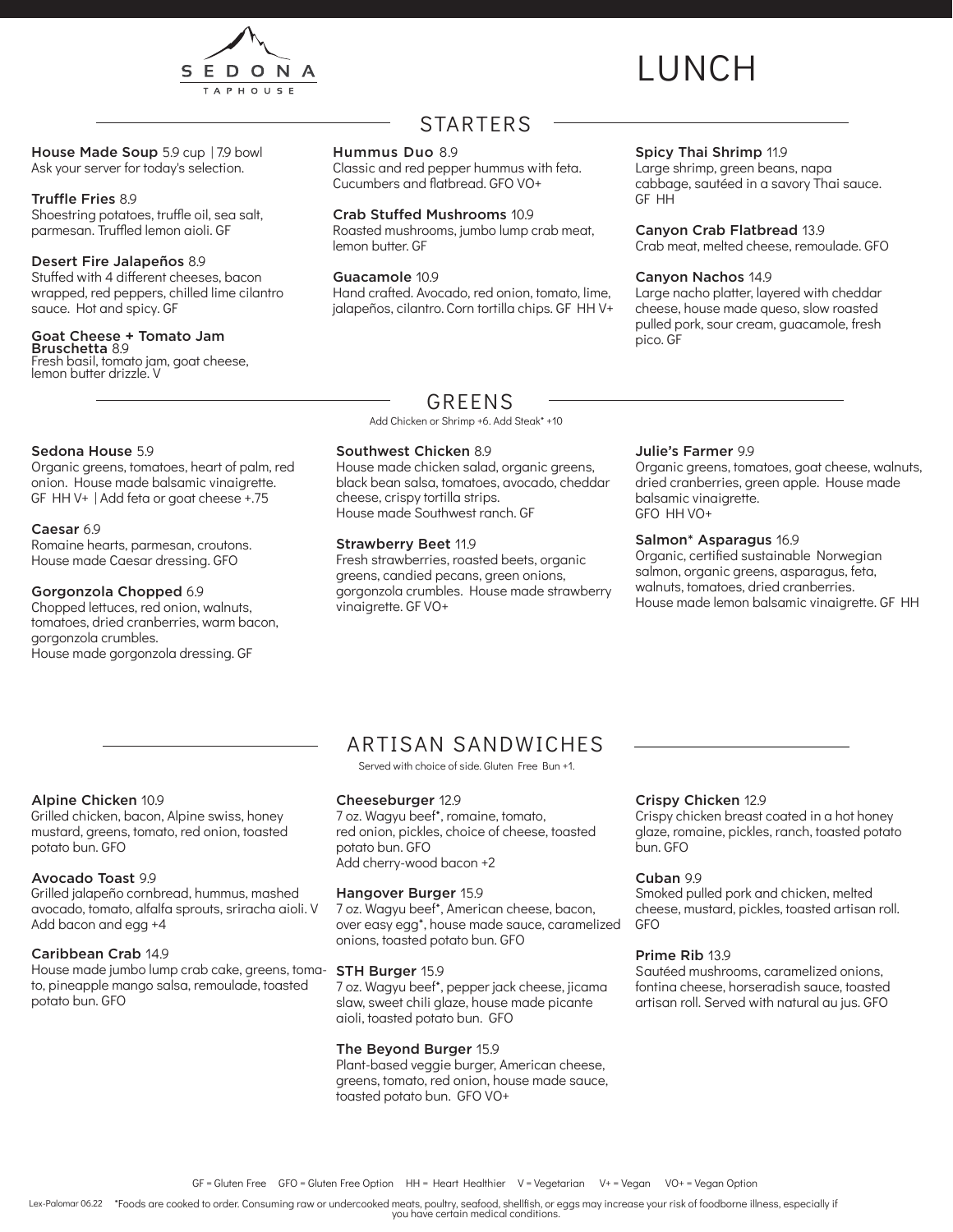# SEDONA TAPHOUSE

# LUNCH

## STARTERS

**House Made Soup** 5.9 cup | 7.9 bowl
Ask your server for today's selection.

**Truffle Fries** 8.9
Shoestring potatoes, truffle oil, sea salt, parmesan. Truffled lemon aioli. GF

**Desert Fire Jalapeños** 8.9
Stuffed with 4 different cheeses, bacon wrapped, red peppers, chilled lime cilantro sauce. Hot and spicy. GF

**Goat Cheese + Tomato Jam Bruschetta** 8.9
Fresh basil, tomato jam, goat cheese, lemon butter drizzle. V

**Hummus Duo** 8.9
Classic and red pepper hummus with feta. Cucumbers and flatbread. GFO VO+

**Crab Stuffed Mushrooms** 10.9
Roasted mushrooms, jumbo lump crab meat, lemon butter. GF

**Guacamole** 10.9
Hand crafted. Avocado, red onion, tomato, lime, jalapeños, cilantro. Corn tortilla chips. GF HH V+

**Spicy Thai Shrimp** 11.9
Large shrimp, green beans, napa cabbage, sautéed in a savory Thai sauce. GF HH

**Canyon Crab Flatbread** 13.9
Crab meat, melted cheese, remoulade. GFO

**Canyon Nachos** 14.9
Large nacho platter, layered with cheddar cheese, house made queso, slow roasted pulled pork, sour cream, guacamole, fresh pico. GF

## GREENS

Add Chicken or Shrimp +6. Add Steak* +10

**Sedona House** 5.9
Organic greens, tomatoes, heart of palm, red onion. House made balsamic vinaigrette. GF HH V+ | Add feta or goat cheese +.75

**Caesar** 6.9
Romaine hearts, parmesan, croutons. House made Caesar dressing. GFO

**Gorgonzola Chopped** 6.9
Chopped lettuces, red onion, walnuts, tomatoes, dried cranberries, warm bacon, gorgonzola crumbles.
House made gorgonzola dressing. GF

**Southwest Chicken** 8.9
House made chicken salad, organic greens, black bean salsa, tomatoes, avocado, cheddar cheese, crispy tortilla strips.
House made Southwest ranch. GF

**Strawberry Beet** 11.9
Fresh strawberries, roasted beets, organic greens, candied pecans, green onions, gorgonzola crumbles. House made strawberry vinaigrette. GF VO+

**Julie's Farmer** 9.9
Organic greens, tomatoes, goat cheese, walnuts, dried cranberries, green apple. House made balsamic vinaigrette.
GFO HH VO+

**Salmon* Asparagus** 16.9
Organic, certified sustainable Norwegian salmon, organic greens, asparagus, feta, walnuts, tomatoes, dried cranberries.
House made lemon balsamic vinaigrette. GF HH

## ARTISAN SANDWICHES

Served with choice of side. Gluten Free Bun +1.

**Alpine Chicken** 10.9
Grilled chicken, bacon, Alpine swiss, honey mustard, greens, tomato, red onion, toasted potato bun. GFO

**Avocado Toast** 9.9
Grilled jalapeño cornbread, hummus, mashed avocado, tomato, alfalfa sprouts, sriracha aioli. V
Add bacon and egg +4

**Caribbean Crab** 14.9
House made jumbo lump crab cake, greens, tomato, pineapple mango salsa, remoulade, toasted potato bun. GFO

**Cheeseburger** 12.9
7 oz. Wagyu beef*, romaine, tomato, red onion, pickles, choice of cheese, toasted potato bun. GFO
Add cherry-wood bacon +2

**Hangover Burger** 15.9
7 oz. Wagyu beef*, American cheese, bacon, over easy egg*, house made sauce, caramelized onions, toasted potato bun. GFO

**STH Burger** 15.9
7 oz. Wagyu beef*, pepper jack cheese, jicama slaw, sweet chili glaze, house made picante aioli, toasted potato bun. GFO

**The Beyond Burger** 15.9
Plant-based veggie burger, American cheese, greens, tomato, red onion, house made sauce, toasted potato bun. GFO VO+

**Crispy Chicken** 12.9
Crispy chicken breast coated in a hot honey glaze, romaine, pickles, ranch, toasted potato bun. GFO

**Cuban** 9.9
Smoked pulled pork and chicken, melted cheese, mustard, pickles, toasted artisan roll. GFO

**Prime Rib** 13.9
Sautéed mushrooms, caramelized onions, fontina cheese, horseradish sauce, toasted artisan roll. Served with natural au jus. GFO

GF = Gluten Free GFO = Gluten Free Option HH = Heart Healthier V = Vegetarian V+ = Vegan VO+ = Vegan Option

Lex-Palomar 06.22 *Foods are cooked to order. Consuming raw or undercooked meats, poultry, seafood, shellfish, or eggs may increase your risk of foodborne illness, especially if you have certain medical conditions.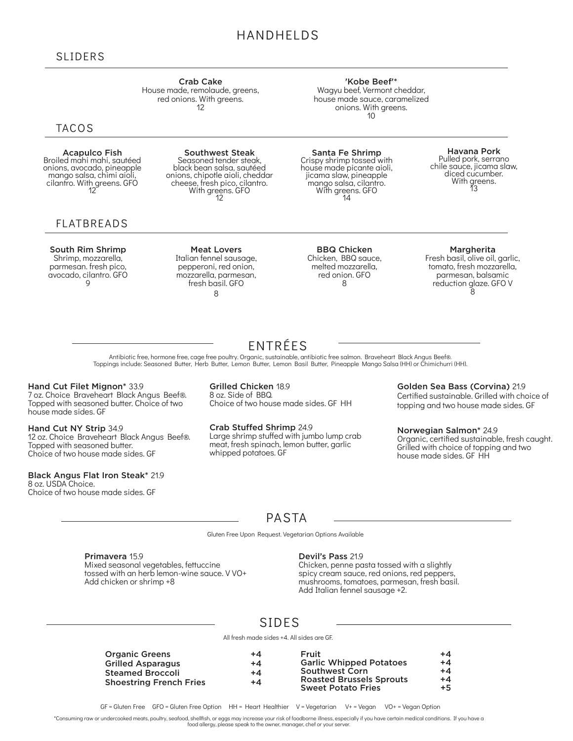# HANDHELDS

## SLIDERS

**Crab Cake**
House made, remolaude, greens, red onions. With greens.
12

**'Kobe Beef'***
Wagyu beef, Vermont cheddar, house made sauce, caramelized onions. With greens.
10

## TACOS

**Acapulco Fish**
Broiled mahi mahi, sautéed onions, avocado, pineapple mango salsa, chimi aioli, cilantro. With greens. GFO
12

**Southwest Steak**
Seasoned tender steak, black bean salsa, sautéed onions, chipotle aioli, cheddar cheese, fresh pico, cilantro. With greens. GFO
12

**Santa Fe Shrimp**
Crispy shrimp tossed with house made picante aioli, jicama slaw, pineapple mango salsa, cilantro. With greens. GFO
14

**Havana Pork**
Pulled pork, serrano chile sauce, jicama slaw, diced cucumber. With greens.
13

## FLATBREADS

**South Rim Shrimp**
Shrimp, mozzarella, parmesan. fresh pico, avocado, cilantro. GFO
9

**Meat Lovers**
Italian fennel sausage, pepperoni, red onion, mozzarella, parmesan, fresh basil. GFO
8

**BBQ Chicken**
Chicken, BBQ sauce, melted mozzarella, red onion. GFO
8

**Margherita**
Fresh basil, olive oil, garlic, tomato, fresh mozzarella, parmesan, balsamic reduction glaze. GFO V
8

# ENTRÉES

Antibiotic free, hormone free, cage free poultry. Organic, sustainable, antibiotic free salmon. Braveheart Black Angus Beef®.
Toppings include: Seasoned Butter, Herb Butter, Lemon Butter, Lemon Basil Butter, Pineapple Mango Salsa (HH) or Chimichurri (HH).

**Hand Cut Filet Mignon*** 33.9
7 oz. Choice Braveheart Black Angus Beef®. Topped with seasoned butter. Choice of two house made sides. GF

**Hand Cut NY Strip** 34.9
12 oz. Choice Braveheart Black Angus Beef®. Topped with seasoned butter. Choice of two house made sides. GF

**Black Angus Flat Iron Steak*** 21.9
8 oz. USDA Choice. Choice of two house made sides. GF

**Grilled Chicken** 18.9
8 oz. Side of BBQ. Choice of two house made sides. GF HH

**Crab Stuffed Shrimp** 24.9
Large shrimp stuffed with jumbo lump crab meat, fresh spinach, lemon butter, garlic whipped potatoes. GF

**Golden Sea Bass (Corvina)** 21.9
Certified sustainable. Grilled with choice of topping and two house made sides. GF

**Norwegian Salmon*** 24.9
Organic, certified sustainable, fresh caught. Grilled with choice of topping and two house made sides. GF HH

# PASTA

Gluten Free Upon Request. Vegetarian Options Available

**Primavera** 15.9
Mixed seasonal vegetables, fettuccine tossed with an herb lemon-wine sauce. V VO+
Add chicken or shrimp +8

**Devil's Pass** 21.9
Chicken, penne pasta tossed with a slightly spicy cream sauce, red onions, red peppers, mushrooms, tomatoes, parmesan, fresh basil.
Add Italian fennel sausage +2.

# SIDES

All fresh made sides +4. All sides are GF.

| Side | Price |
|---|---|
| **Organic Greens** | +4 |
| **Grilled Asparagus** | +4 |
| **Steamed Broccoli** | +4 |
| **Shoestring French Fries** | +4 |
| **Fruit** | +4 |
| **Garlic Whipped Potatoes** | +4 |
| **Southwest Corn** | +4 |
| **Roasted Brussels Sprouts** | +4 |
| **Sweet Potato Fries** | +5 |

GF = Gluten Free GFO = Gluten Free Option HH = Heart Healthier V = Vegetarian V+ = Vegan VO+ = Vegan Option

*Consuming raw or undercooked meats, poultry, seafood, shellfish, or eggs may increase your risk of foodborne illness, especially if you have certain medical conditions. If you have a food allergy, please speak to the owner, manager, chef or your server.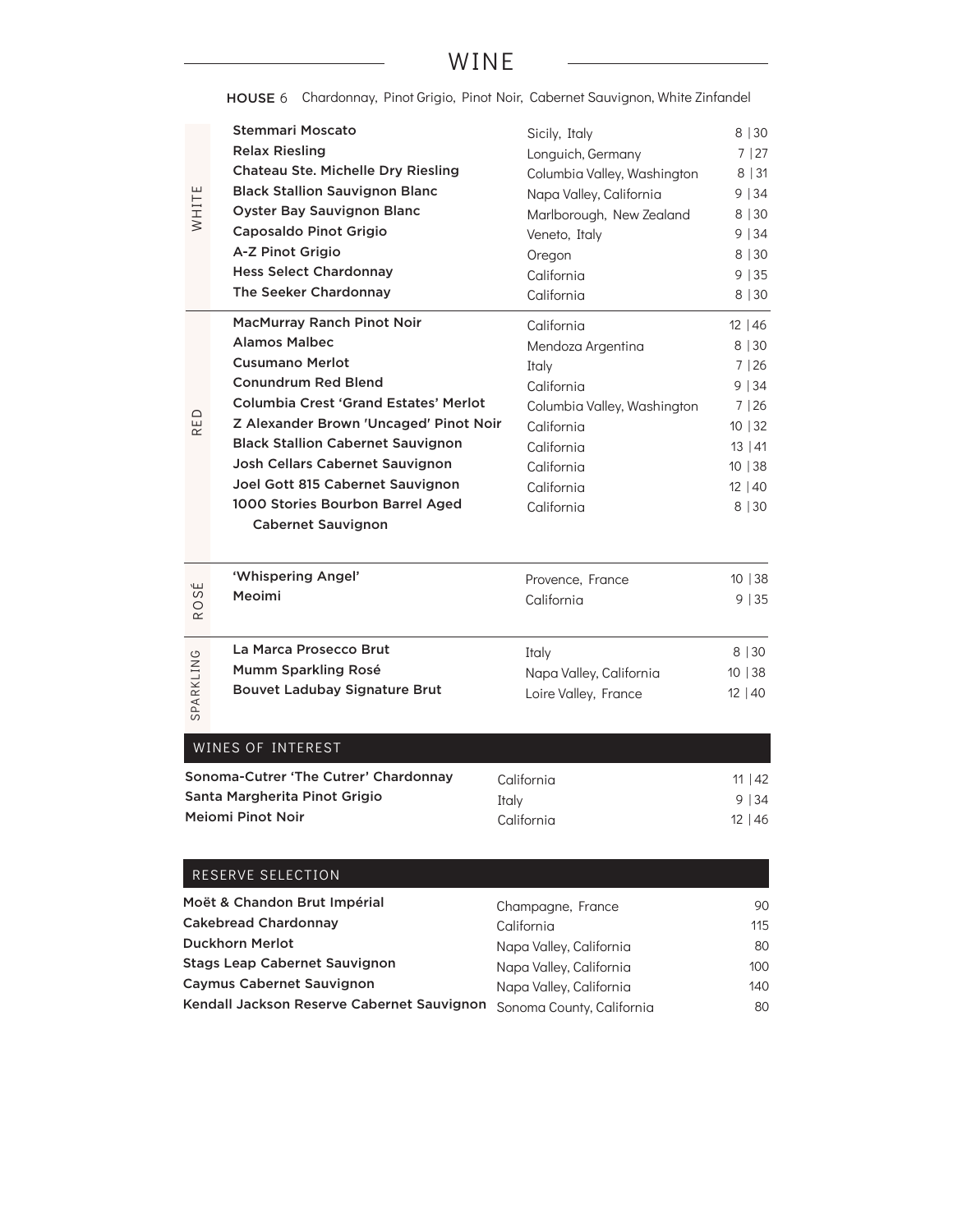# WINE

**HOUSE** 6 Chardonnay, Pinot Grigio, Pinot Noir, Cabernet Sauvignon, White Zinfandel

## WHITE

| Wine | Region | Price |
|---|---|---|
| Stemmari Moscato | Sicily, Italy | 8 \| 30 |
| Relax Riesling | Longuich, Germany | 7 \| 27 |
| Chateau Ste. Michelle Dry Riesling | Columbia Valley, Washington | 8 \| 31 |
| Black Stallion Sauvignon Blanc | Napa Valley, California | 9 \| 34 |
| Oyster Bay Sauvignon Blanc | Marlborough, New Zealand | 8 \| 30 |
| Caposaldo Pinot Grigio | Veneto, Italy | 9 \| 34 |
| A-Z Pinot Grigio | Oregon | 8 \| 30 |
| Hess Select Chardonnay | California | 9 \| 35 |
| The Seeker Chardonnay | California | 8 \| 30 |

## RED

| Wine | Region | Price |
|---|---|---|
| MacMurray Ranch Pinot Noir | California | 12 \| 46 |
| Alamos Malbec | Mendoza Argentina | 8 \| 30 |
| Cusumano Merlot | Italy | 7 \| 26 |
| Conundrum Red Blend | California | 9 \| 34 |
| Columbia Crest 'Grand Estates' Merlot | Columbia Valley, Washington | 7 \| 26 |
| Z Alexander Brown 'Uncaged' Pinot Noir | California | 10 \| 32 |
| Black Stallion Cabernet Sauvignon | California | 13 \| 41 |
| Josh Cellars Cabernet Sauvignon | California | 10 \| 38 |
| Joel Gott 815 Cabernet Sauvignon | California | 12 \| 40 |
| 1000 Stories Bourbon Barrel Aged Cabernet Sauvignon | California | 8 \| 30 |

## ROSÉ

| Wine | Region | Price |
|---|---|---|
| 'Whispering Angel' | Provence, France | 10 \| 38 |
| Meoimi | California | 9 \| 35 |

## SPARKLING

| Wine | Region | Price |
|---|---|---|
| La Marca Prosecco Brut | Italy | 8 \| 30 |
| Mumm Sparkling Rosé | Napa Valley, California | 10 \| 38 |
| Bouvet Ladubay Signature Brut | Loire Valley, France | 12 \| 40 |

## WINES OF INTEREST

| Wine | Region | Price |
|---|---|---|
| Sonoma-Cutrer 'The Cutrer' Chardonnay | California | 11 \| 42 |
| Santa Margherita Pinot Grigio | Italy | 9 \| 34 |
| Meiomi Pinot Noir | California | 12 \| 46 |

## RESERVE SELECTION

| Wine | Region | Price |
|---|---|---|
| Moët & Chandon Brut Impérial | Champagne, France | 90 |
| Cakebread Chardonnay | California | 115 |
| Duckhorn Merlot | Napa Valley, California | 80 |
| Stags Leap Cabernet Sauvignon | Napa Valley, California | 100 |
| Caymus Cabernet Sauvignon | Napa Valley, California | 140 |
| Kendall Jackson Reserve Cabernet Sauvignon | Sonoma County, California | 80 |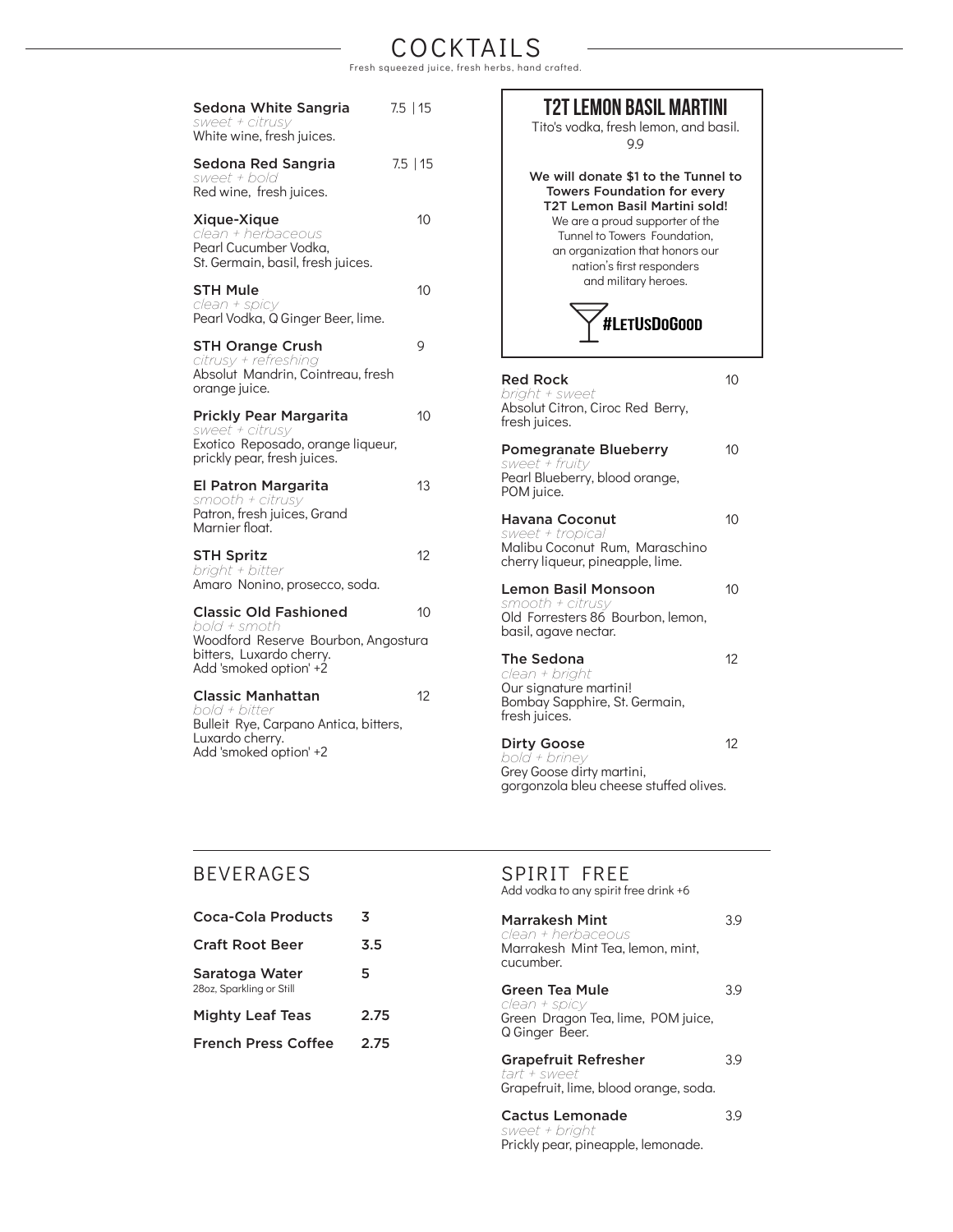# COCKTAILS

Fresh squeezed juice, fresh herbs, hand crafted.

**Sedona White Sangria** 7.5 | 15
*sweet + citrusy*
White wine, fresh juices.

**Sedona Red Sangria** 7.5 | 15
*sweet + bold*
Red wine, fresh juices.

**Xique-Xique** 10
*clean + herbaceous*
Pearl Cucumber Vodka, St. Germain, basil, fresh juices.

**STH Mule** 10
*clean + spicy*
Pearl Vodka, Q Ginger Beer, lime.

**STH Orange Crush** 9
*citrusy + refreshing*
Absolut Mandrin, Cointreau, fresh orange juice.

**Prickly Pear Margarita** 10
*sweet + citrusy*
Exotico Reposado, orange liqueur, prickly pear, fresh juices.

**El Patron Margarita** 13
*smooth + citrusy*
Patron, fresh juices, Grand Marnier float.

**STH Spritz** 12
*bright + bitter*
Amaro Nonino, prosecco, soda.

**Classic Old Fashioned** 10
*bold + smoth*
Woodford Reserve Bourbon, Angostura bitters, Luxardo cherry.
Add 'smoked option' +2

**Classic Manhattan** 12
*bold + bitter*
Bulleit Rye, Carpano Antica, bitters, Luxardo cherry.
Add 'smoked option' +2

## T2T LEMON BASIL MARTINI

Tito's vodka, fresh lemon, and basil.
9.9

**We will donate $1 to the Tunnel to Towers Foundation for every T2T Lemon Basil Martini sold!**
We are a proud supporter of the Tunnel to Towers Foundation, an organization that honors our nation's first responders and military heroes.

**#LetUsDoGood**

**Red Rock** 10
*bright + sweet*
Absolut Citron, Ciroc Red Berry, fresh juices.

**Pomegranate Blueberry** 10
*sweet + fruity*
Pearl Blueberry, blood orange, POM juice.

**Havana Coconut** 10
*sweet + tropical*
Malibu Coconut Rum, Maraschino cherry liqueur, pineapple, lime.

**Lemon Basil Monsoon** 10
*smooth + citrusy*
Old Forresters 86 Bourbon, lemon, basil, agave nectar.

**The Sedona** 12
*clean + bright*
Our signature martini!
Bombay Sapphire, St. Germain, fresh juices.

**Dirty Goose** 12
*bold + briney*
Grey Goose dirty martini, gorgonzola bleu cheese stuffed olives.

# BEVERAGES

| | |
|---|---|
| **Coca-Cola Products** | 3 |
| **Craft Root Beer** | 3.5 |
| **Saratoga Water** 28oz, Sparkling or Still | 5 |
| **Mighty Leaf Teas** | 2.75 |
| **French Press Coffee** | 2.75 |

# SPIRIT FREE

Add vodka to any spirit free drink +6

**Marrakesh Mint** 3.9
*clean + herbaceous*
Marrakesh Mint Tea, lemon, mint, cucumber.

**Green Tea Mule** 3.9
*clean + spicy*
Green Dragon Tea, lime, POM juice, Q Ginger Beer.

**Grapefruit Refresher** 3.9
*tart + sweet*
Grapefruit, lime, blood orange, soda.

**Cactus Lemonade** 3.9
*sweet + bright*
Prickly pear, pineapple, lemonade.